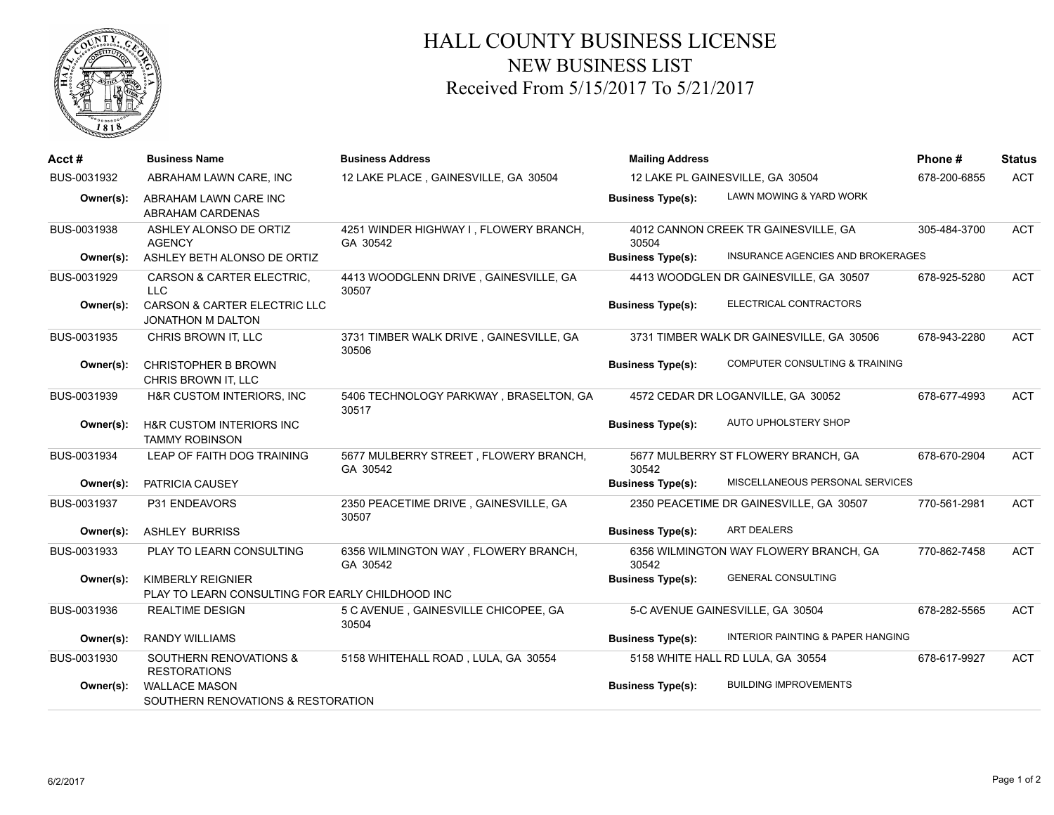# HALL COUNTY BUSINESS LICENSE

## NEW BUSINESS LIST

## Received From 5/15/2017 To 5/21/2017

| Acct # | Business Name | Business Address | Mailing Address | | Phone # | Status |
|---|---|---|---|---|---|---|
| BUS-0031932 | ABRAHAM LAWN CARE, INC | 12 LAKE PLACE , GAINESVILLE, GA 30504 | 12 LAKE PL GAINESVILLE, GA 30504 | | 678-200-6855 | ACT |
| **Owner(s):** | ABRAHAM LAWN CARE INC<br>ABRAHAM CARDENAS | | **Business Type(s):** | LAWN MOWING & YARD WORK | | |
| BUS-0031938 | ASHLEY ALONSO DE ORTIZ AGENCY | 4251 WINDER HIGHWAY I , FLOWERY BRANCH, GA 30542 | 4012 CANNON CREEK TR GAINESVILLE, GA 30504 | | 305-484-3700 | ACT |
| **Owner(s):** | ASHLEY BETH ALONSO DE ORTIZ | | **Business Type(s):** | INSURANCE AGENCIES AND BROKERAGES | | |
| BUS-0031929 | CARSON & CARTER ELECTRIC, LLC | 4413 WOODGLENN DRIVE , GAINESVILLE, GA 30507 | 4413 WOODGLEN DR GAINESVILLE, GA 30507 | | 678-925-5280 | ACT |
| **Owner(s):** | CARSON & CARTER ELECTRIC LLC<br>JONATHON M DALTON | | **Business Type(s):** | ELECTRICAL CONTRACTORS | | |
| BUS-0031935 | CHRIS BROWN IT, LLC | 3731 TIMBER WALK DRIVE , GAINESVILLE, GA 30506 | 3731 TIMBER WALK DR GAINESVILLE, GA 30506 | | 678-943-2280 | ACT |
| **Owner(s):** | CHRISTOPHER B BROWN<br>CHRIS BROWN IT, LLC | | **Business Type(s):** | COMPUTER CONSULTING & TRAINING | | |
| BUS-0031939 | H&R CUSTOM INTERIORS, INC | 5406 TECHNOLOGY PARKWAY , BRASELTON, GA 30517 | 4572 CEDAR DR LOGANVILLE, GA 30052 | | 678-677-4993 | ACT |
| **Owner(s):** | H&R CUSTOM INTERIORS INC<br>TAMMY ROBINSON | | **Business Type(s):** | AUTO UPHOLSTERY SHOP | | |
| BUS-0031934 | LEAP OF FAITH DOG TRAINING | 5677 MULBERRY STREET , FLOWERY BRANCH, GA 30542 | 5677 MULBERRY ST FLOWERY BRANCH, GA 30542 | | 678-670-2904 | ACT |
| **Owner(s):** | PATRICIA CAUSEY | | **Business Type(s):** | MISCELLANEOUS PERSONAL SERVICES | | |
| BUS-0031937 | P31 ENDEAVORS | 2350 PEACETIME DRIVE , GAINESVILLE, GA 30507 | 2350 PEACETIME DR GAINESVILLE, GA 30507 | | 770-561-2981 | ACT |
| **Owner(s):** | ASHLEY BURRISS | | **Business Type(s):** | ART DEALERS | | |
| BUS-0031933 | PLAY TO LEARN CONSULTING | 6356 WILMINGTON WAY , FLOWERY BRANCH, GA 30542 | 6356 WILMINGTON WAY FLOWERY BRANCH, GA 30542 | | 770-862-7458 | ACT |
| **Owner(s):** | KIMBERLY REIGNIER<br>PLAY TO LEARN CONSULTING FOR EARLY CHILDHOOD INC | | **Business Type(s):** | GENERAL CONSULTING | | |
| BUS-0031936 | REALTIME DESIGN | 5 C AVENUE , GAINESVILLE CHICOPEE, GA 30504 | 5-C AVENUE GAINESVILLE, GA 30504 | | 678-282-5565 | ACT |
| **Owner(s):** | RANDY WILLIAMS | | **Business Type(s):** | INTERIOR PAINTING & PAPER HANGING | | |
| BUS-0031930 | SOUTHERN RENOVATIONS & RESTORATIONS | 5158 WHITEHALL ROAD , LULA, GA 30554 | 5158 WHITE HALL RD LULA, GA 30554 | | 678-617-9927 | ACT |
| **Owner(s):** | WALLACE MASON<br>SOUTHERN RENOVATIONS & RESTORATION | | **Business Type(s):** | BUILDING IMPROVEMENTS | | |

6/2/2017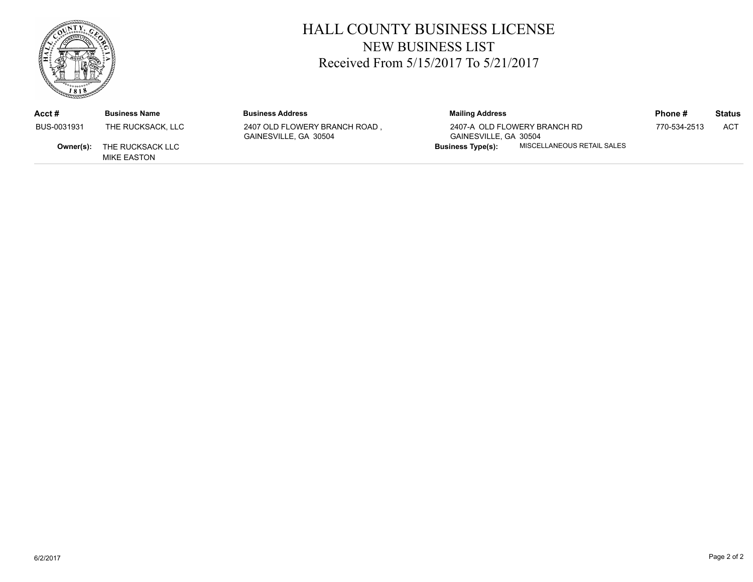# HALL COUNTY BUSINESS LICENSE
## NEW BUSINESS LIST
## Received From 5/15/2017 To 5/21/2017

| Acct # | Business Name | Business Address | Mailing Address | Phone # | Status |
|---|---|---|---|---|---|
| BUS-0031931 | THE RUCKSACK, LLC | 2407 OLD FLOWERY BRANCH ROAD , GAINESVILLE, GA 30504 | 2407-A OLD FLOWERY BRANCH RD GAINESVILLE, GA 30504 | 770-534-2513 | ACT |
| **Owner(s):** | THE RUCKSACK LLC<br>MIKE EASTON | | **Business Type(s):** MISCELLANEOUS RETAIL SALES | | |

6/2/2017